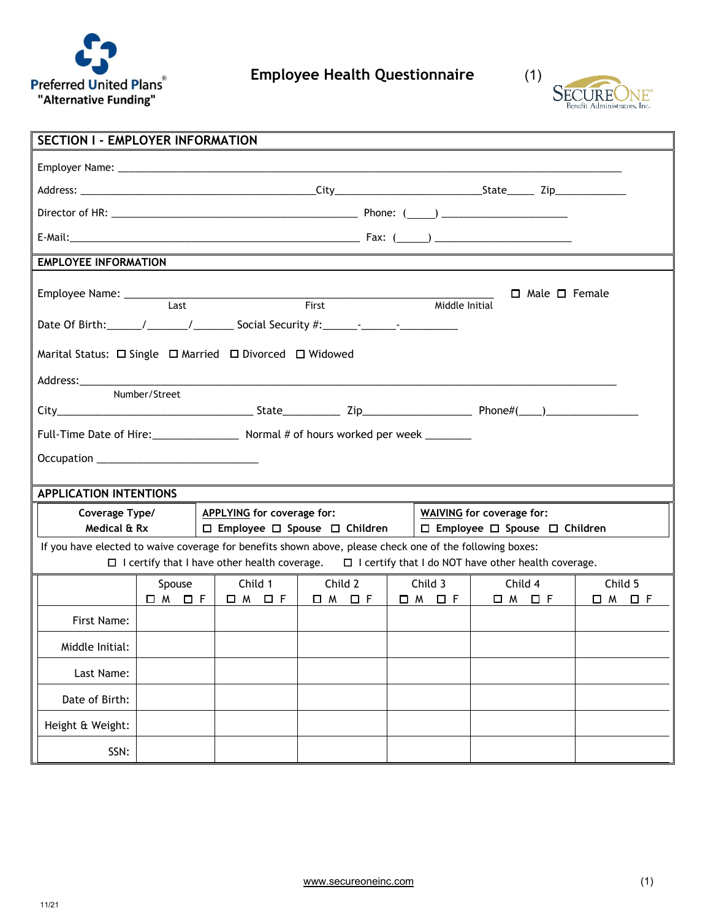Preferred United Plans®
"Alternative Funding"

# Employee Health Questionnaire (1)

SECUREONE™
Benefit Administrators, Inc.

## SECTION I - EMPLOYER INFORMATION

Employer Name: ___________________________________________________________________________

Address: ________________________________________City________________________State_____ Zip____________

Director of HR: ________________________________________ Phone: (_____) _____________________

E-Mail:____________________________________________________ Fax: (_____) ______________________

## EMPLOYEE INFORMATION

Employee Name: ____________________________________________________________ ☐ Male ☐ Female
Last First Middle Initial

Date Of Birth:______/_______/_______ Social Security #:______-______-__________

Marital Status: ☐ Single ☐ Married ☐ Divorced ☐ Widowed

Address:_____________________________________________________________________________
Number/Street

City________________________________ State_________ Zip__________________ Phone#(____)_______________

Full-Time Date of Hire:______________ Normal # of hours worked per week ________

Occupation ___________________________

## APPLICATION INTENTIONS

| Coverage Type/ Medical & Rx | APPLYING for coverage for: ☐ Employee ☐ Spouse ☐ Children | WAIVING for coverage for: ☐ Employee ☐ Spouse ☐ Children |
|---|---|---|

If you have elected to waive coverage for benefits shown above, please check one of the following boxes:

☐ I certify that I have other health coverage. ☐ I certify that I do NOT have other health coverage.

| | Spouse ☐ M ☐ F | Child 1 ☐ M ☐ F | Child 2 ☐ M ☐ F | Child 3 ☐ M ☐ F | Child 4 ☐ M ☐ F | Child 5 ☐ M ☐ F |
|---|---|---|---|---|---|---|
| First Name: | | | | | | |
| Middle Initial: | | | | | | |
| Last Name: | | | | | | |
| Date of Birth: | | | | | | |
| Height & Weight: | | | | | | |
| SSN: | | | | | | |

www.secureoneinc.com

11/21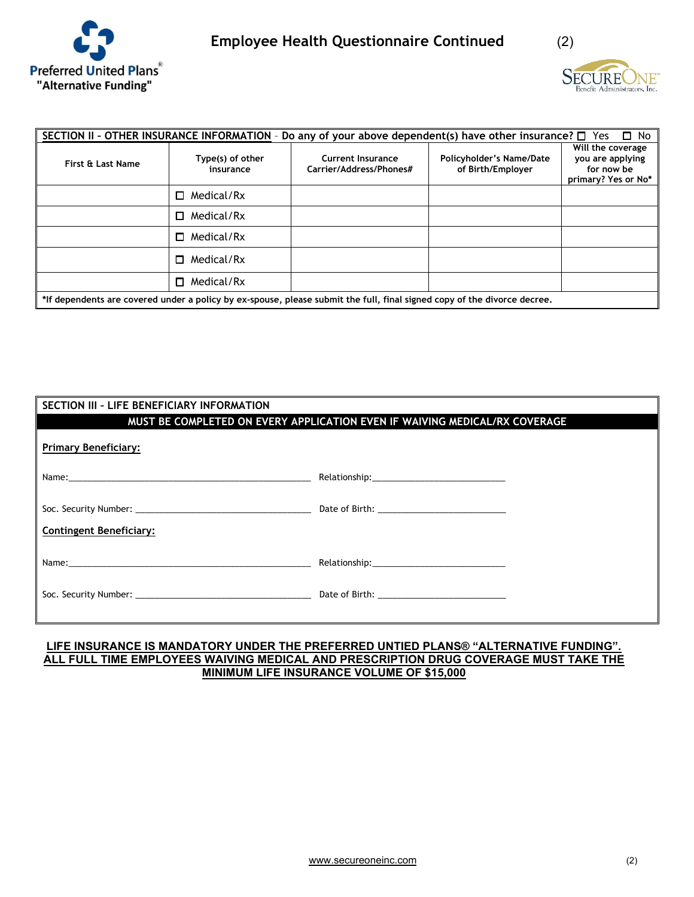# Employee Health Questionnaire Continued

Preferred United Plans® "Alternative Funding"

SecureOne Benefit Administrators, Inc.

**SECTION II - OTHER INSURANCE INFORMATION** – Do any of your above dependent(s) have other insurance? ☐ Yes ☐ No

| First & Last Name | Type(s) of other insurance | Current Insurance Carrier/Address/Phones# | Policyholder's Name/Date of Birth/Employer | Will the coverage you are applying for now be primary? Yes or No* |
|---|---|---|---|---|
| | ☐ Medical/Rx | | | |
| | ☐ Medical/Rx | | | |
| | ☐ Medical/Rx | | | |
| | ☐ Medical/Rx | | | |
| | ☐ Medical/Rx | | | |

*If dependents are covered under a policy by ex-spouse, please submit the full, final signed copy of the divorce decree.

**SECTION III - LIFE BENEFICIARY INFORMATION**

**MUST BE COMPLETED ON EVERY APPLICATION EVEN IF WAIVING MEDICAL/RX COVERAGE**

**Primary Beneficiary:**

Name:______________________________ Relationship:______________________

Soc. Security Number: ______________________ Date of Birth: ______________________

**Contingent Beneficiary:**

Name:______________________________ Relationship:______________________

Soc. Security Number: ______________________ Date of Birth: ______________________

**LIFE INSURANCE IS MANDATORY UNDER THE PREFERRED UNTIED PLANS® "ALTERNATIVE FUNDING". ALL FULL TIME EMPLOYEES WAIVING MEDICAL AND PRESCRIPTION DRUG COVERAGE MUST TAKE THE MINIMUM LIFE INSURANCE VOLUME OF $15,000**

www.secureoneinc.com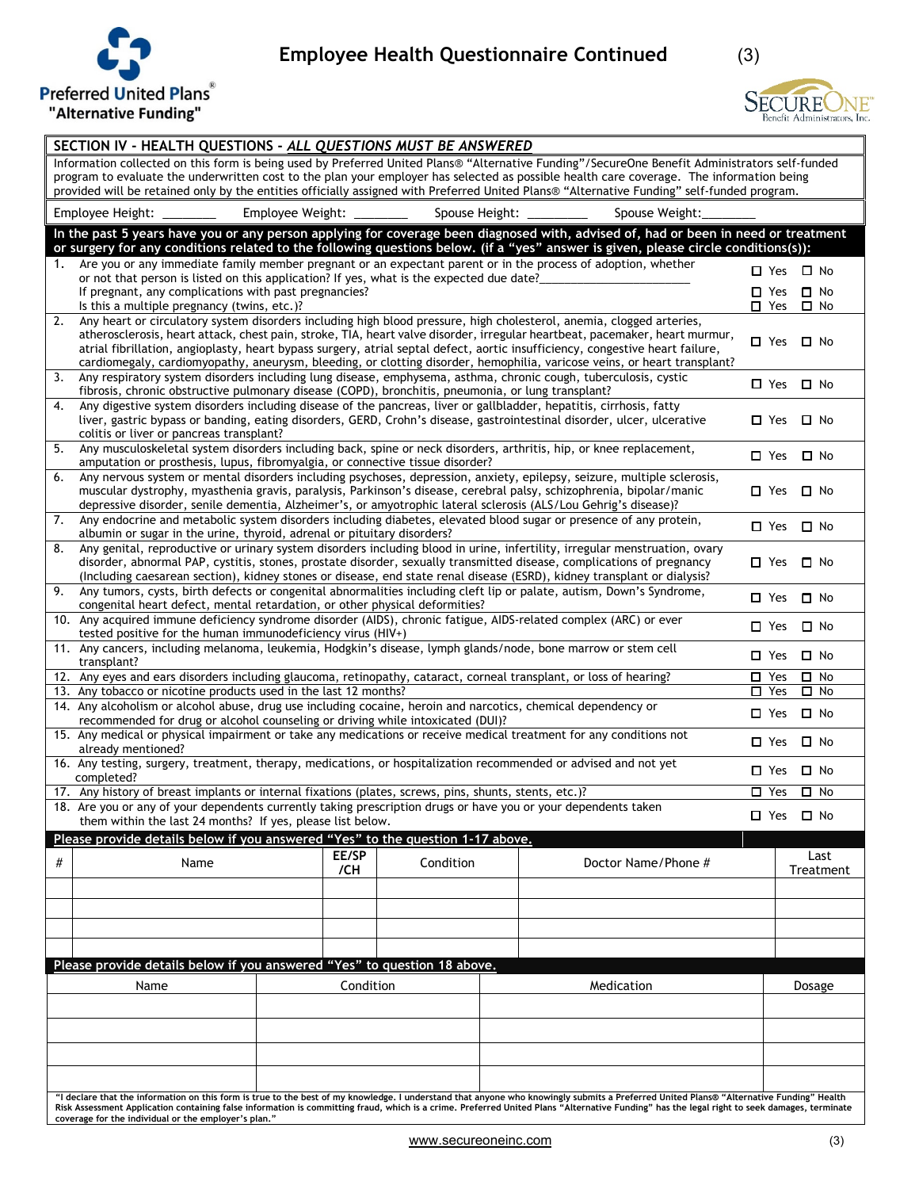# Employee Health Questionnaire Continued

Preferred United Plans® "Alternative Funding"

SECUREONE Benefit Administrators, Inc.

## SECTION IV - HEALTH QUESTIONS - *ALL QUESTIONS MUST BE ANSWERED*

Information collected on this form is being used by Preferred United Plans® "Alternative Funding"/SecureOne Benefit Administrators self-funded program to evaluate the underwritten cost to the plan your employer has selected as possible health care coverage. The information being provided will be retained only by the entities officially assigned with Preferred United Plans® "Alternative Funding" self-funded program.

Employee Height: ________ Employee Weight: ________ Spouse Height: _________ Spouse Weight:________

**In the past 5 years have you or any person applying for coverage been diagnosed with, advised of, had or been in need or treatment or surgery for any conditions related to the following questions below. (if a "yes" answer is given, please circle conditions(s)):**

| # | Question | Answer |
|---|---|---|
| 1. | Are you or any immediate family member pregnant or an expectant parent or in the process of adoption, whether or not that person is listed on this application? If yes, what is the expected due date?______________________ | ☐ Yes ☐ No |
| | If pregnant, any complications with past pregnancies? | ☐ Yes ☐ No |
| | Is this a multiple pregnancy (twins, etc.)? | ☐ Yes ☐ No |
| 2. | Any heart or circulatory system disorders including high blood pressure, high cholesterol, anemia, clogged arteries, atherosclerosis, heart attack, chest pain, stroke, TIA, heart valve disorder, irregular heartbeat, pacemaker, heart murmur, atrial fibrillation, angioplasty, heart bypass surgery, atrial septal defect, aortic insufficiency, congestive heart failure, cardiomegaly, cardiomyopathy, aneurysm, bleeding, or clotting disorder, hemophilia, varicose veins, or heart transplant? | ☐ Yes ☐ No |
| 3. | Any respiratory system disorders including lung disease, emphysema, asthma, chronic cough, tuberculosis, cystic fibrosis, chronic obstructive pulmonary disease (COPD), bronchitis, pneumonia, or lung transplant? | ☐ Yes ☐ No |
| 4. | Any digestive system disorders including disease of the pancreas, liver or gallbladder, hepatitis, cirrhosis, fatty liver, gastric bypass or banding, eating disorders, GERD, Crohn's disease, gastrointestinal disorder, ulcer, ulcerative colitis or liver or pancreas transplant? | ☐ Yes ☐ No |
| 5. | Any musculoskeletal system disorders including back, spine or neck disorders, arthritis, hip, or knee replacement, amputation or prosthesis, lupus, fibromyalgia, or connective tissue disorder? | ☐ Yes ☐ No |
| 6. | Any nervous system or mental disorders including psychoses, depression, anxiety, epilepsy, seizure, multiple sclerosis, muscular dystrophy, myasthenia gravis, paralysis, Parkinson's disease, cerebral palsy, schizophrenia, bipolar/manic depressive disorder, senile dementia, Alzheimer's, or amyotrophic lateral sclerosis (ALS/Lou Gehrig's disease)? | ☐ Yes ☐ No |
| 7. | Any endocrine and metabolic system disorders including diabetes, elevated blood sugar or presence of any protein, albumin or sugar in the urine, thyroid, adrenal or pituitary disorders? | ☐ Yes ☐ No |
| 8. | Any genital, reproductive or urinary system disorders including blood in urine, infertility, irregular menstruation, ovary disorder, abnormal PAP, cystitis, stones, prostate disorder, sexually transmitted disease, complications of pregnancy (Including caesarean section), kidney stones or disease, end state renal disease (ESRD), kidney transplant or dialysis? | ☐ Yes ☐ No |
| 9. | Any tumors, cysts, birth defects or congenital abnormalities including cleft lip or palate, autism, Down's Syndrome, congenital heart defect, mental retardation, or other physical deformities? | ☐ Yes ☐ No |
| 10. | Any acquired immune deficiency syndrome disorder (AIDS), chronic fatigue, AIDS-related complex (ARC) or ever tested positive for the human immunodeficiency virus (HIV+) | ☐ Yes ☐ No |
| 11. | Any cancers, including melanoma, leukemia, Hodgkin's disease, lymph glands/node, bone marrow or stem cell transplant? | ☐ Yes ☐ No |
| 12. | Any eyes and ears disorders including glaucoma, retinopathy, cataract, corneal transplant, or loss of hearing? | ☐ Yes ☐ No |
| 13. | Any tobacco or nicotine products used in the last 12 months? | ☐ Yes ☐ No |
| 14. | Any alcoholism or alcohol abuse, drug use including cocaine, heroin and narcotics, chemical dependency or recommended for drug or alcohol counseling or driving while intoxicated (DUI)? | ☐ Yes ☐ No |
| 15. | Any medical or physical impairment or take any medications or receive medical treatment for any conditions not already mentioned? | ☐ Yes ☐ No |
| 16. | Any testing, surgery, treatment, therapy, medications, or hospitalization recommended or advised and not yet completed? | ☐ Yes ☐ No |
| 17. | Any history of breast implants or internal fixations (plates, screws, pins, shunts, stents, etc.)? | ☐ Yes ☐ No |
| 18. | Are you or any of your dependents currently taking prescription drugs or have you or your dependents taken them within the last 24 months? If yes, please list below. | ☐ Yes ☐ No |

**Please provide details below if you answered "Yes" to the question 1-17 above.**

| # | Name | EE/SP /CH | Condition | Doctor Name/Phone # | Last Treatment |
|---|---|---|---|---|---|
| | | | | | |
| | | | | | |
| | | | | | |
| | | | | | |

**Please provide details below if you answered "Yes" to question 18 above.**

| Name | Condition | Medication | Dosage |
|---|---|---|---|
| | | | |
| | | | |
| | | | |
| | | | |

**"I declare that the information on this form is true to the best of my knowledge. I understand that anyone who knowingly submits a Preferred United Plans® "Alternative Funding" Health Risk Assessment Application containing false information is committing fraud, which is a crime. Preferred United Plans "Alternative Funding" has the legal right to seek damages, terminate coverage for the individual or the employer's plan."**

www.secureoneinc.com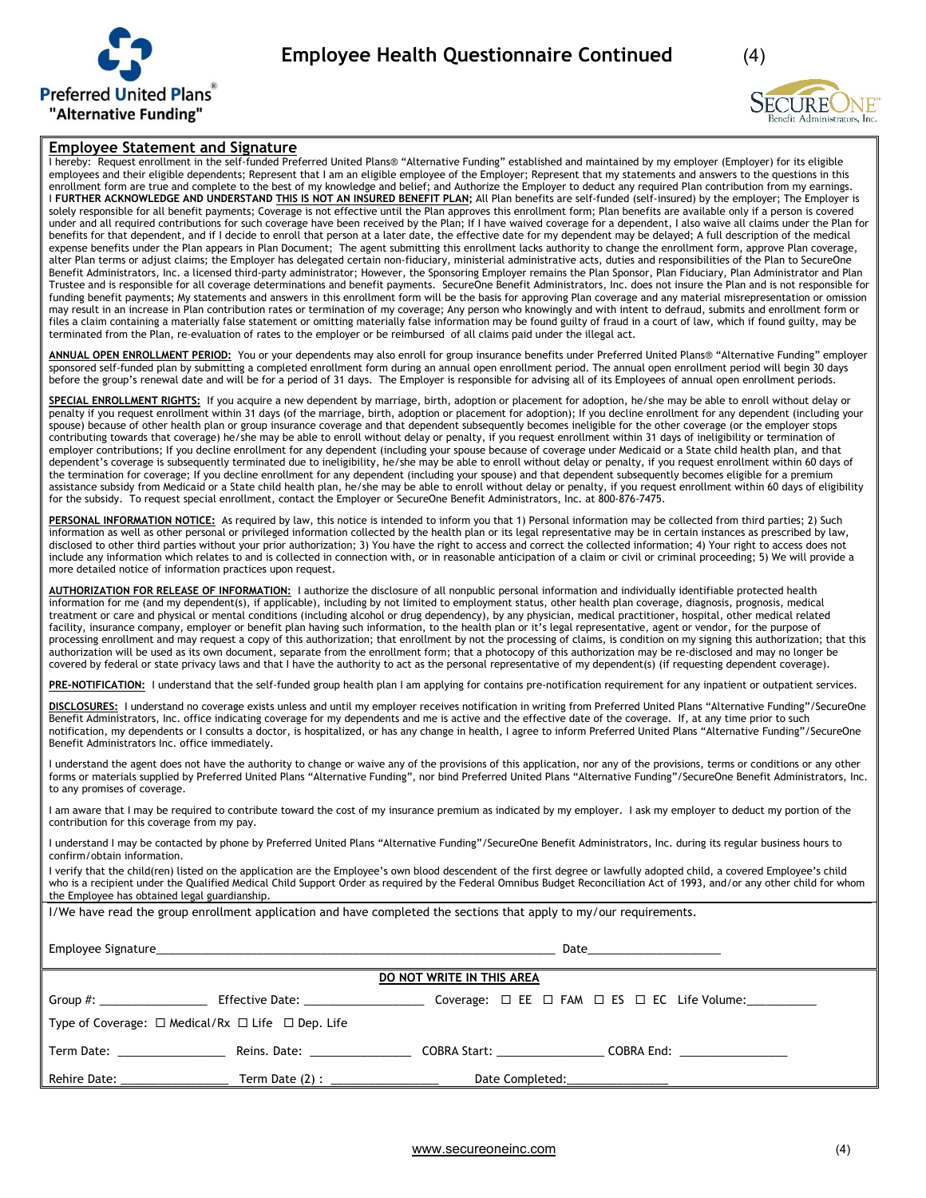# Employee Health Questionnaire Continued

Preferred United Plans® "Alternative Funding"

SecureOne Benefit Administrators, Inc.

## Employee Statement and Signature

I hereby: Request enrollment in the self-funded Preferred United Plans® "Alternative Funding" established and maintained by my employer (Employer) for its eligible employees and their eligible dependents; Represent that I am an eligible employee of the Employer; Represent that my statements and answers to the questions in this enrollment form are true and complete to the best of my knowledge and belief; and Authorize the Employer to deduct any required Plan contribution from my earnings. I **FURTHER ACKNOWLEDGE AND UNDERSTAND THIS IS NOT AN INSURED BENEFIT PLAN;** All Plan benefits are self-funded (self-insured) by the employer; The Employer is solely responsible for all benefit payments; Coverage is not effective until the Plan approves this enrollment form; Plan benefits are available only if a person is covered under and all required contributions for such coverage have been received by the Plan; If I have waived coverage for a dependent, I also waive all claims under the Plan for benefits for that dependent, and if I decide to enroll that person at a later date, the effective date for my dependent may be delayed; A full description of the medical expense benefits under the Plan appears in Plan Document; The agent submitting this enrollment lacks authority to change the enrollment form, approve Plan coverage, alter Plan terms or adjust claims; the Employer has delegated certain non-fiduciary, ministerial administrative acts, duties and responsibilities of the Plan to SecureOne Benefit Administrators, Inc. a licensed third-party administrator; However, the Sponsoring Employer remains the Plan Sponsor, Plan Fiduciary, Plan Administrator and Plan Trustee and is responsible for all coverage determinations and benefit payments. SecureOne Benefit Administrators, Inc. does not insure the Plan and is not responsible for funding benefit payments; My statements and answers in this enrollment form will be the basis for approving Plan coverage and any material misrepresentation or omission may result in an increase in Plan contribution rates or termination of my coverage; Any person who knowingly and with intent to defraud, submits and enrollment form or files a claim containing a materially false statement or omitting materially false information may be found guilty of fraud in a court of law, which if found guilty, may be terminated from the Plan, re-evaluation of rates to the employer or be reimbursed of all claims paid under the illegal act.

**ANNUAL OPEN ENROLLMENT PERIOD:** You or your dependents may also enroll for group insurance benefits under Preferred United Plans® "Alternative Funding" employer sponsored self-funded plan by submitting a completed enrollment form during an annual open enrollment period. The annual open enrollment period will begin 30 days before the group's renewal date and will be for a period of 31 days. The Employer is responsible for advising all of its Employees of annual open enrollment periods.

**SPECIAL ENROLLMENT RIGHTS:** If you acquire a new dependent by marriage, birth, adoption or placement for adoption, he/she may be able to enroll without delay or penalty if you request enrollment within 31 days (of the marriage, birth, adoption or placement for adoption); If you decline enrollment for any dependent (including your spouse) because of other health plan or group insurance coverage and that dependent subsequently becomes ineligible for the other coverage (or the employer stops contributing towards that coverage) he/she may be able to enroll without delay or penalty, if you request enrollment within 31 days of ineligibility or termination of employer contributions; If you decline enrollment for any dependent (including your spouse because of coverage under Medicaid or a State child health plan, and that dependent's coverage is subsequently terminated due to ineligibility, he/she may be able to enroll without delay or penalty, if you request enrollment within 60 days of the termination for coverage; If you decline enrollment for any dependent (including your spouse) and that dependent subsequently becomes eligible for a premium assistance subsidy from Medicaid or a State child health plan, he/she may be able to enroll without delay or penalty, if you request enrollment within 60 days of eligibility for the subsidy. To request special enrollment, contact the Employer or SecureOne Benefit Administrators, Inc. at 800-876-7475.

**PERSONAL INFORMATION NOTICE:** As required by law, this notice is intended to inform you that 1) Personal information may be collected from third parties; 2) Such information as well as other personal or privileged information collected by the health plan or its legal representative may be in certain instances as prescribed by law, disclosed to other third parties without your prior authorization; 3) You have the right to access and correct the collected information; 4) Your right to access does not include any information which relates to and is collected in connection with, or in reasonable anticipation of a claim or civil or criminal proceeding; 5) We will provide a more detailed notice of information practices upon request.

**AUTHORIZATION FOR RELEASE OF INFORMATION:** I authorize the disclosure of all nonpublic personal information and individually identifiable protected health information for me (and my dependent(s), if applicable), including by not limited to employment status, other health plan coverage, diagnosis, prognosis, medical treatment or care and physical or mental conditions (including alcohol or drug dependency), by any physician, medical practitioner, hospital, other medical related facility, insurance company, employer or benefit plan having such information, to the health plan or it's legal representative, agent or vendor, for the purpose of processing enrollment and may request a copy of this authorization; that enrollment by not the processing of claims, is condition on my signing this authorization; that this authorization will be used as its own document, separate from the enrollment form; that a photocopy of this authorization may be re-disclosed and may no longer be covered by federal or state privacy laws and that I have the authority to act as the personal representative of my dependent(s) (if requesting dependent coverage).

**PRE-NOTIFICATION:** I understand that the self-funded group health plan I am applying for contains pre-notification requirement for any inpatient or outpatient services.

**DISCLOSURES:** I understand no coverage exists unless and until my employer receives notification in writing from Preferred United Plans "Alternative Funding"/SecureOne Benefit Administrators, Inc. office indicating coverage for my dependents and me is active and the effective date of the coverage. If, at any time prior to such notification, my dependents or I consults a doctor, is hospitalized, or has any change in health, I agree to inform Preferred United Plans "Alternative Funding"/SecureOne Benefit Administrators Inc. office immediately.

I understand the agent does not have the authority to change or waive any of the provisions of this application, nor any of the provisions, terms or conditions or any other forms or materials supplied by Preferred United Plans "Alternative Funding", nor bind Preferred United Plans "Alternative Funding"/SecureOne Benefit Administrators, Inc. to any promises of coverage.

I am aware that I may be required to contribute toward the cost of my insurance premium as indicated by my employer. I ask my employer to deduct my portion of the contribution for this coverage from my pay.

I understand I may be contacted by phone by Preferred United Plans "Alternative Funding"/SecureOne Benefit Administrators, Inc. during its regular business hours to confirm/obtain information.

I verify that the child(ren) listed on the application are the Employee's own blood descendent of the first degree or lawfully adopted child, a covered Employee's child who is a recipient under the Qualified Medical Child Support Order as required by the Federal Omnibus Budget Reconciliation Act of 1993, and/or any other child for whom the Employee has obtained legal guardianship.

I/We have read the group enrollment application and have completed the sections that apply to my/our requirements.

Employee Signature________________________________ Date__________________

**DO NOT WRITE IN THIS AREA**

Group #: ______________ Effective Date: ______________ Coverage: ☐ EE ☐ FAM ☐ ES ☐ EC Life Volume:__________

Type of Coverage: ☐ Medical/Rx ☐ Life ☐ Dep. Life

Term Date: ______________ Reins. Date: ______________ COBRA Start: ______________ COBRA End: ______________

Rehire Date: ______________ Term Date (2) : ______________ Date Completed:______________

www.secureoneinc.com